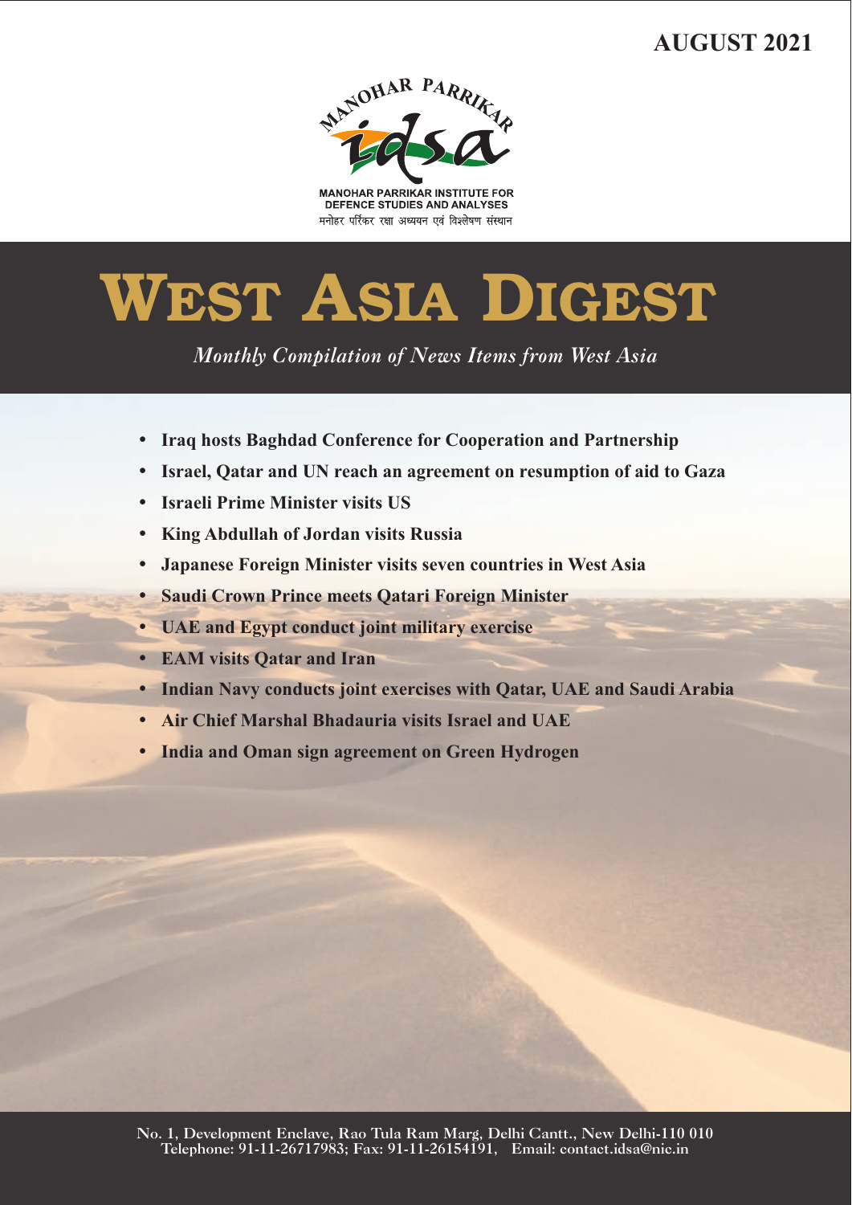**AUGUST 2021**

MANOHAR PARRIKAR

idsa

MANOHAR PARRIKAR INSTITUTE FOR DEFENCE STUDIES AND ANALYSES

मनोहर पर्रिकर रक्षा अध्ययन एवं विश्लेषण संस्थान

# WEST ASIA DIGEST

*Monthly Compilation of News Items from West Asia*

- **Iraq hosts Baghdad Conference for Cooperation and Partnership**
- **Israel, Qatar and UN reach an agreement on resumption of aid to Gaza**
- **Israeli Prime Minister visits US**
- **King Abdullah of Jordan visits Russia**
- **Japanese Foreign Minister visits seven countries in West Asia**
- **Saudi Crown Prince meets Qatari Foreign Minister**
- **UAE and Egypt conduct joint military exercise**
- **EAM visits Qatar and Iran**
- **Indian Navy conducts joint exercises with Qatar, UAE and Saudi Arabia**
- **Air Chief Marshal Bhadauria visits Israel and UAE**
- **India and Oman sign agreement on Green Hydrogen**

No. 1, Development Enclave, Rao Tula Ram Marg, Delhi Cantt., New Delhi-110 010
Telephone: 91-11-26717983; Fax: 91-11-26154191, Email: contact.idsa@nic.in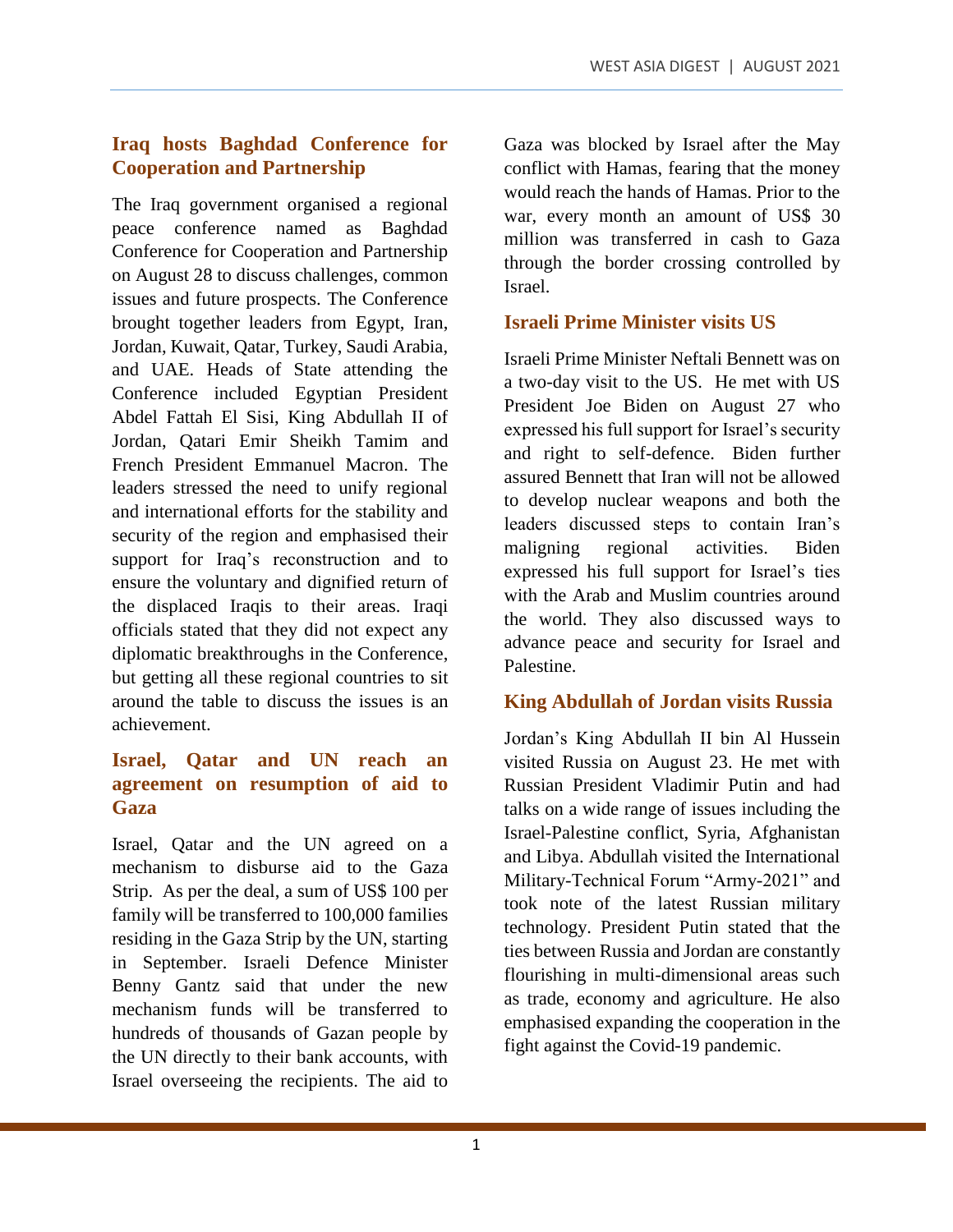## Iraq hosts Baghdad Conference for Cooperation and Partnership

The Iraq government organised a regional peace conference named as Baghdad Conference for Cooperation and Partnership on August 28 to discuss challenges, common issues and future prospects. The Conference brought together leaders from Egypt, Iran, Jordan, Kuwait, Qatar, Turkey, Saudi Arabia, and UAE. Heads of State attending the Conference included Egyptian President Abdel Fattah El Sisi, King Abdullah II of Jordan, Qatari Emir Sheikh Tamim and French President Emmanuel Macron. The leaders stressed the need to unify regional and international efforts for the stability and security of the region and emphasised their support for Iraq's reconstruction and to ensure the voluntary and dignified return of the displaced Iraqis to their areas. Iraqi officials stated that they did not expect any diplomatic breakthroughs in the Conference, but getting all these regional countries to sit around the table to discuss the issues is an achievement.

## Israel, Qatar and UN reach an agreement on resumption of aid to Gaza

Israel, Qatar and the UN agreed on a mechanism to disburse aid to the Gaza Strip. As per the deal, a sum of US$ 100 per family will be transferred to 100,000 families residing in the Gaza Strip by the UN, starting in September. Israeli Defence Minister Benny Gantz said that under the new mechanism funds will be transferred to hundreds of thousands of Gazan people by the UN directly to their bank accounts, with Israel overseeing the recipients. The aid to Gaza was blocked by Israel after the May conflict with Hamas, fearing that the money would reach the hands of Hamas. Prior to the war, every month an amount of US$ 30 million was transferred in cash to Gaza through the border crossing controlled by Israel.

## Israeli Prime Minister visits US

Israeli Prime Minister Neftali Bennett was on a two-day visit to the US. He met with US President Joe Biden on August 27 who expressed his full support for Israel's security and right to self-defence. Biden further assured Bennett that Iran will not be allowed to develop nuclear weapons and both the leaders discussed steps to contain Iran's maligning regional activities. Biden expressed his full support for Israel's ties with the Arab and Muslim countries around the world. They also discussed ways to advance peace and security for Israel and Palestine.

## King Abdullah of Jordan visits Russia

Jordan's King Abdullah II bin Al Hussein visited Russia on August 23. He met with Russian President Vladimir Putin and had talks on a wide range of issues including the Israel-Palestine conflict, Syria, Afghanistan and Libya. Abdullah visited the International Military-Technical Forum "Army-2021" and took note of the latest Russian military technology. President Putin stated that the ties between Russia and Jordan are constantly flourishing in multi-dimensional areas such as trade, economy and agriculture. He also emphasised expanding the cooperation in the fight against the Covid-19 pandemic.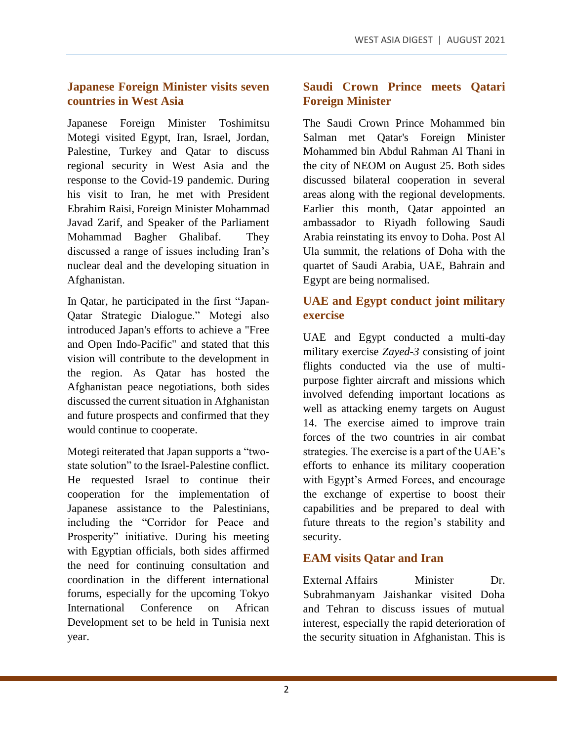## Japanese Foreign Minister visits seven countries in West Asia

Japanese Foreign Minister Toshimitsu Motegi visited Egypt, Iran, Israel, Jordan, Palestine, Turkey and Qatar to discuss regional security in West Asia and the response to the Covid-19 pandemic. During his visit to Iran, he met with President Ebrahim Raisi, Foreign Minister Mohammad Javad Zarif, and Speaker of the Parliament Mohammad Bagher Ghalibaf. They discussed a range of issues including Iran's nuclear deal and the developing situation in Afghanistan.

In Qatar, he participated in the first "Japan-Qatar Strategic Dialogue." Motegi also introduced Japan's efforts to achieve a "Free and Open Indo-Pacific" and stated that this vision will contribute to the development in the region. As Qatar has hosted the Afghanistan peace negotiations, both sides discussed the current situation in Afghanistan and future prospects and confirmed that they would continue to cooperate.

Motegi reiterated that Japan supports a "two-state solution" to the Israel-Palestine conflict. He requested Israel to continue their cooperation for the implementation of Japanese assistance to the Palestinians, including the "Corridor for Peace and Prosperity" initiative. During his meeting with Egyptian officials, both sides affirmed the need for continuing consultation and coordination in the different international forums, especially for the upcoming Tokyo International Conference on African Development set to be held in Tunisia next year.

## Saudi Crown Prince meets Qatari Foreign Minister

The Saudi Crown Prince Mohammed bin Salman met Qatar's Foreign Minister Mohammed bin Abdul Rahman Al Thani in the city of NEOM on August 25. Both sides discussed bilateral cooperation in several areas along with the regional developments. Earlier this month, Qatar appointed an ambassador to Riyadh following Saudi Arabia reinstating its envoy to Doha. Post Al Ula summit, the relations of Doha with the quartet of Saudi Arabia, UAE, Bahrain and Egypt are being normalised.

## UAE and Egypt conduct joint military exercise

UAE and Egypt conducted a multi-day military exercise *Zayed-3* consisting of joint flights conducted via the use of multi-purpose fighter aircraft and missions which involved defending important locations as well as attacking enemy targets on August 14. The exercise aimed to improve train forces of the two countries in air combat strategies. The exercise is a part of the UAE's efforts to enhance its military cooperation with Egypt's Armed Forces, and encourage the exchange of expertise to boost their capabilities and be prepared to deal with future threats to the region's stability and security.

## EAM visits Qatar and Iran

External Affairs Minister Dr. Subrahmanyam Jaishankar visited Doha and Tehran to discuss issues of mutual interest, especially the rapid deterioration of the security situation in Afghanistan. This is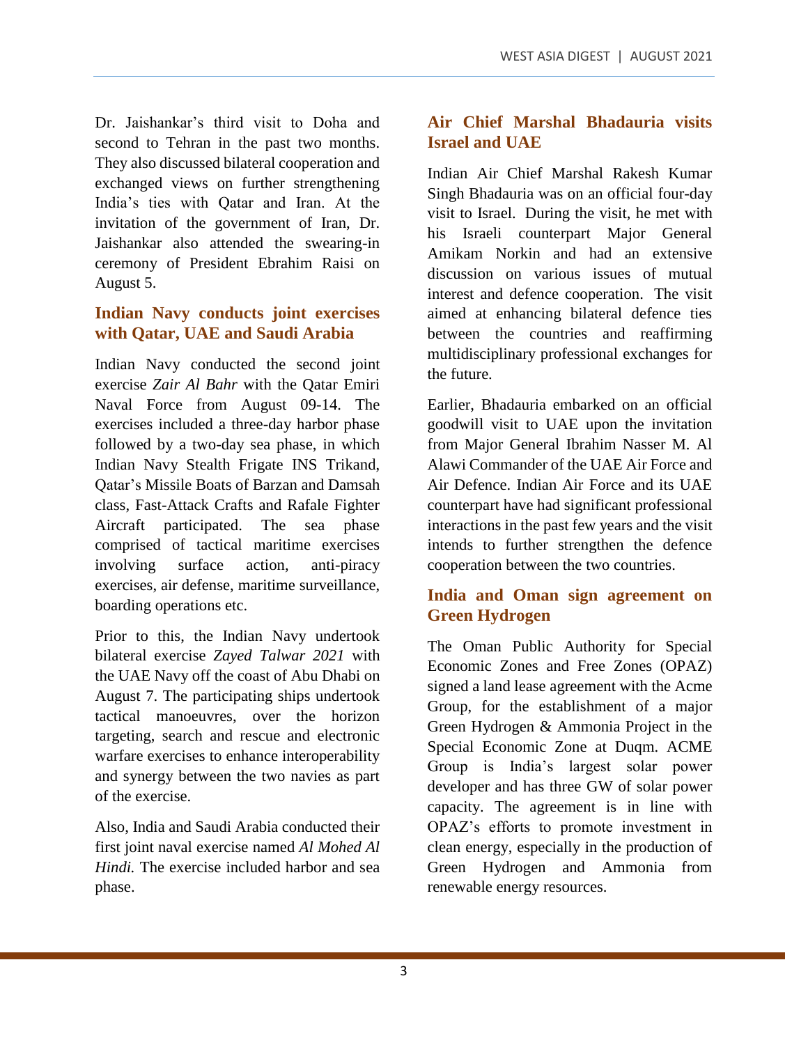Dr. Jaishankar's third visit to Doha and second to Tehran in the past two months. They also discussed bilateral cooperation and exchanged views on further strengthening India's ties with Qatar and Iran. At the invitation of the government of Iran, Dr. Jaishankar also attended the swearing-in ceremony of President Ebrahim Raisi on August 5.

## Indian Navy conducts joint exercises with Qatar, UAE and Saudi Arabia

Indian Navy conducted the second joint exercise *Zair Al Bahr* with the Qatar Emiri Naval Force from August 09-14. The exercises included a three-day harbor phase followed by a two-day sea phase, in which Indian Navy Stealth Frigate INS Trikand, Qatar's Missile Boats of Barzan and Damsah class, Fast-Attack Crafts and Rafale Fighter Aircraft participated. The sea phase comprised of tactical maritime exercises involving surface action, anti-piracy exercises, air defense, maritime surveillance, boarding operations etc.

Prior to this, the Indian Navy undertook bilateral exercise *Zayed Talwar 2021* with the UAE Navy off the coast of Abu Dhabi on August 7. The participating ships undertook tactical manoeuvres, over the horizon targeting, search and rescue and electronic warfare exercises to enhance interoperability and synergy between the two navies as part of the exercise.

Also, India and Saudi Arabia conducted their first joint naval exercise named *Al Mohed Al Hindi.* The exercise included harbor and sea phase.

## Air Chief Marshal Bhadauria visits Israel and UAE

Indian Air Chief Marshal Rakesh Kumar Singh Bhadauria was on an official four-day visit to Israel. During the visit, he met with his Israeli counterpart Major General Amikam Norkin and had an extensive discussion on various issues of mutual interest and defence cooperation. The visit aimed at enhancing bilateral defence ties between the countries and reaffirming multidisciplinary professional exchanges for the future.

Earlier, Bhadauria embarked on an official goodwill visit to UAE upon the invitation from Major General Ibrahim Nasser M. Al Alawi Commander of the UAE Air Force and Air Defence. Indian Air Force and its UAE counterpart have had significant professional interactions in the past few years and the visit intends to further strengthen the defence cooperation between the two countries.

## India and Oman sign agreement on Green Hydrogen

The Oman Public Authority for Special Economic Zones and Free Zones (OPAZ) signed a land lease agreement with the Acme Group, for the establishment of a major Green Hydrogen & Ammonia Project in the Special Economic Zone at Duqm. ACME Group is India's largest solar power developer and has three GW of solar power capacity. The agreement is in line with OPAZ's efforts to promote investment in clean energy, especially in the production of Green Hydrogen and Ammonia from renewable energy resources.